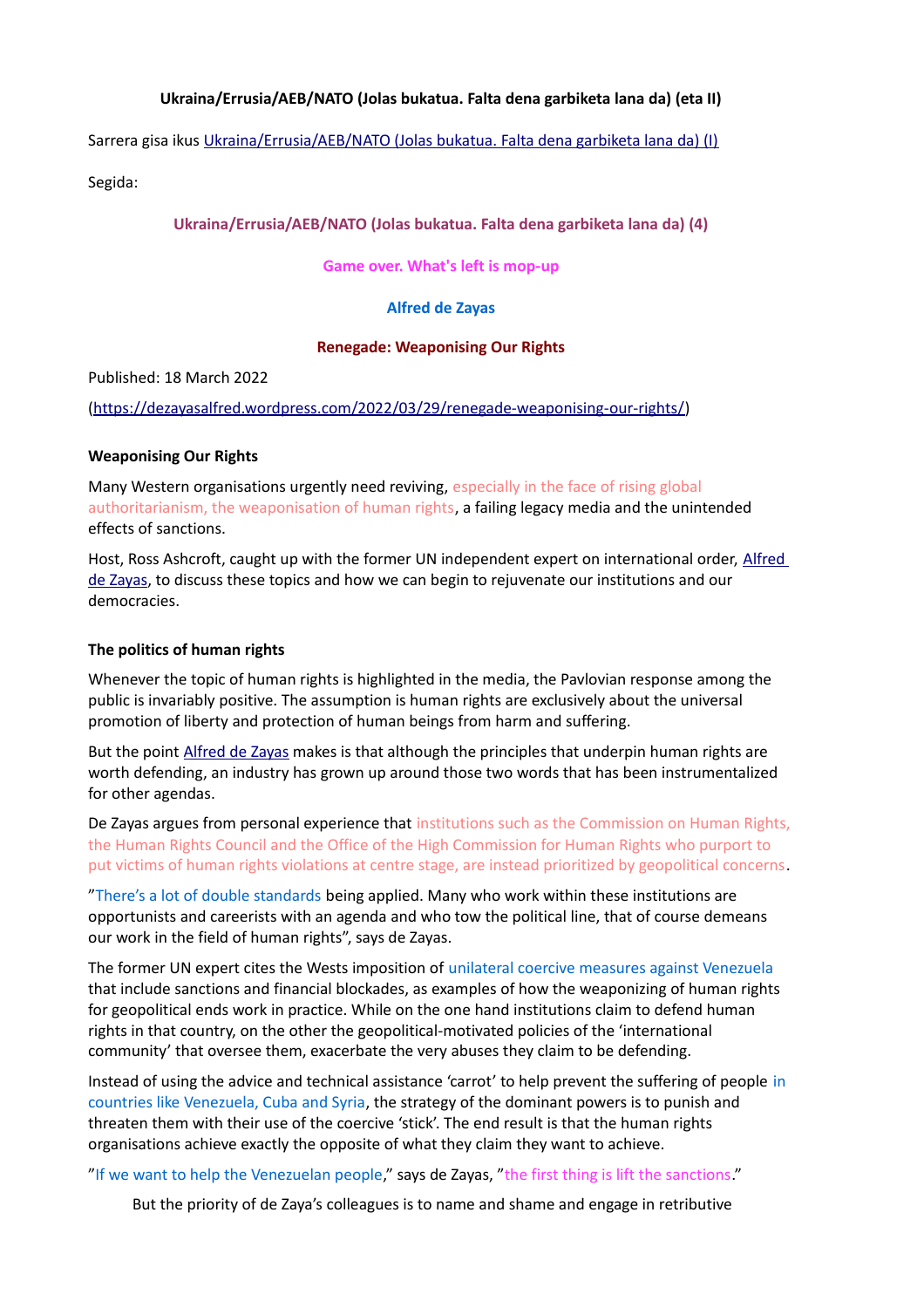**Ukraina/Errusia/AEB/NATO (Jolas bukatua. Falta dena garbiketa lana da) (eta II)**

Sarrera gisa ikus [Ukraina/Errusia/AEB/NATO (Jolas bukatua. Falta dena garbiketa lana da) (I)]

Segida:

## Ukraina/Errusia/AEB/NATO (Jolas bukatua. Falta dena garbiketa lana da) (4)

### Game over. What's left is mop-up

### Alfred de Zayas

### Renegade: Weaponising Our Rights

Published: 18 March 2022

(https://dezayasalfred.wordpress.com/2022/03/29/renegade-weaponising-our-rights/)

**Weaponising Our Rights**

Many Western organisations urgently need reviving, especially in the face of rising global authoritarianism, the weaponisation of human rights, a failing legacy media and the unintended effects of sanctions.

Host, Ross Ashcroft, caught up with the former UN independent expert on international order, Alfred de Zayas, to discuss these topics and how we can begin to rejuvenate our institutions and our democracies.

**The politics of human rights**

Whenever the topic of human rights is highlighted in the media, the Pavlovian response among the public is invariably positive. The assumption is human rights are exclusively about the universal promotion of liberty and protection of human beings from harm and suffering.

But the point Alfred de Zayas makes is that although the principles that underpin human rights are worth defending, an industry has grown up around those two words that has been instrumentalized for other agendas.

De Zayas argues from personal experience that institutions such as the Commission on Human Rights, the Human Rights Council and the Office of the High Commission for Human Rights who purport to put victims of human rights violations at centre stage, are instead prioritized by geopolitical concerns.

"There's a lot of double standards being applied. Many who work within these institutions are opportunists and careerists with an agenda and who tow the political line, that of course demeans our work in the field of human rights", says de Zayas.

The former UN expert cites the Wests imposition of unilateral coercive measures against Venezuela that include sanctions and financial blockades, as examples of how the weaponizing of human rights for geopolitical ends work in practice. While on the one hand institutions claim to defend human rights in that country, on the other the geopolitical-motivated policies of the 'international community' that oversee them, exacerbate the very abuses they claim to be defending.

Instead of using the advice and technical assistance 'carrot' to help prevent the suffering of people in countries like Venezuela, Cuba and Syria, the strategy of the dominant powers is to punish and threaten them with their use of the coercive 'stick'. The end result is that the human rights organisations achieve exactly the opposite of what they claim they want to achieve.

"If we want to help the Venezuelan people," says de Zayas, "the first thing is lift the sanctions."

But the priority of de Zaya's colleagues is to name and shame and engage in retributive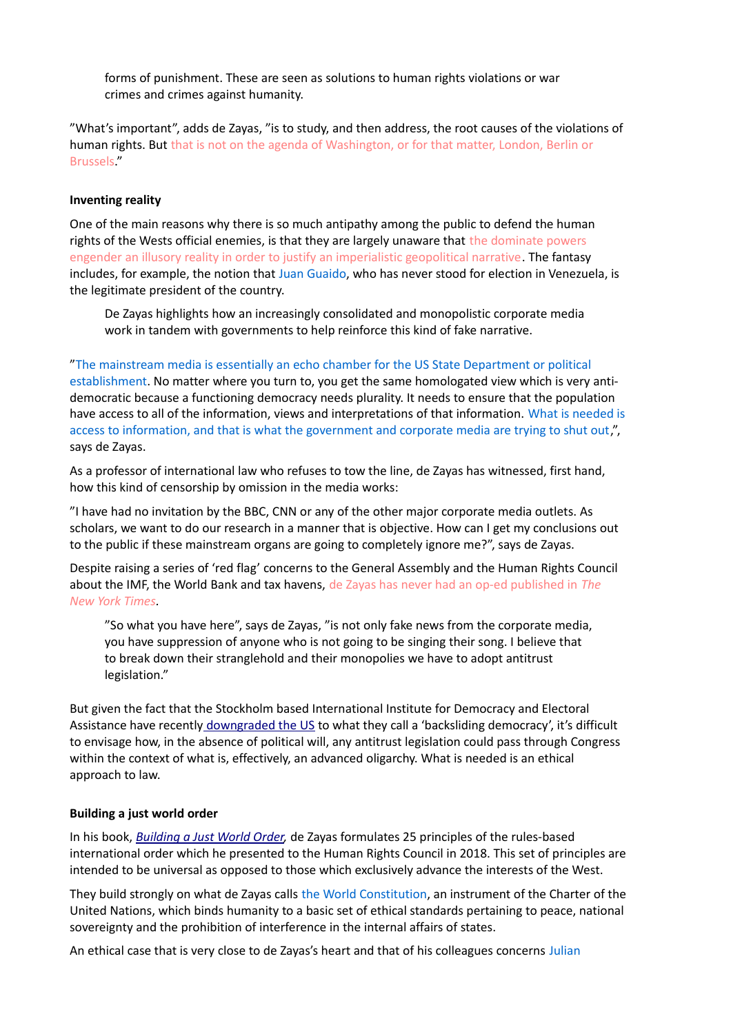> forms of punishment. These are seen as solutions to human rights violations or war crimes and crimes against humanity.

"What's important", adds de Zayas, "is to study, and then address, the root causes of the violations of human rights. But that is not on the agenda of Washington, or for that matter, London, Berlin or Brussels."

**Inventing reality**

One of the main reasons why there is so much antipathy among the public to defend the human rights of the Wests official enemies, is that they are largely unaware that the dominate powers engender an illusory reality in order to justify an imperialistic geopolitical narrative. The fantasy includes, for example, the notion that Juan Guaido, who has never stood for election in Venezuela, is the legitimate president of the country.

> De Zayas highlights how an increasingly consolidated and monopolistic corporate media work in tandem with governments to help reinforce this kind of fake narrative.

"The mainstream media is essentially an echo chamber for the US State Department or political establishment. No matter where you turn to, you get the same homologated view which is very anti-democratic because a functioning democracy needs plurality. It needs to ensure that the population have access to all of the information, views and interpretations of that information. What is needed is access to information, and that is what the government and corporate media are trying to shut out,", says de Zayas.

As a professor of international law who refuses to tow the line, de Zayas has witnessed, first hand, how this kind of censorship by omission in the media works:

"I have had no invitation by the BBC, CNN or any of the other major corporate media outlets. As scholars, we want to do our research in a manner that is objective. How can I get my conclusions out to the public if these mainstream organs are going to completely ignore me?", says de Zayas.

Despite raising a series of 'red flag' concerns to the General Assembly and the Human Rights Council about the IMF, the World Bank and tax havens, de Zayas has never had an op-ed published in *The New York Times*.

> "So what you have here", says de Zayas, "is not only fake news from the corporate media, you have suppression of anyone who is not going to be singing their song. I believe that to break down their stranglehold and their monopolies we have to adopt antitrust legislation."

But given the fact that the Stockholm based International Institute for Democracy and Electoral Assistance have recently downgraded the US to what they call a 'backsliding democracy', it's difficult to envisage how, in the absence of political will, any antitrust legislation could pass through Congress within the context of what is, effectively, an advanced oligarchy. What is needed is an ethical approach to law.

**Building a just world order**

In his book, ***Building a Just World Order***, de Zayas formulates 25 principles of the rules-based international order which he presented to the Human Rights Council in 2018. This set of principles are intended to be universal as opposed to those which exclusively advance the interests of the West.

They build strongly on what de Zayas calls the World Constitution, an instrument of the Charter of the United Nations, which binds humanity to a basic set of ethical standards pertaining to peace, national sovereignty and the prohibition of interference in the internal affairs of states.

An ethical case that is very close to de Zayas's heart and that of his colleagues concerns Julian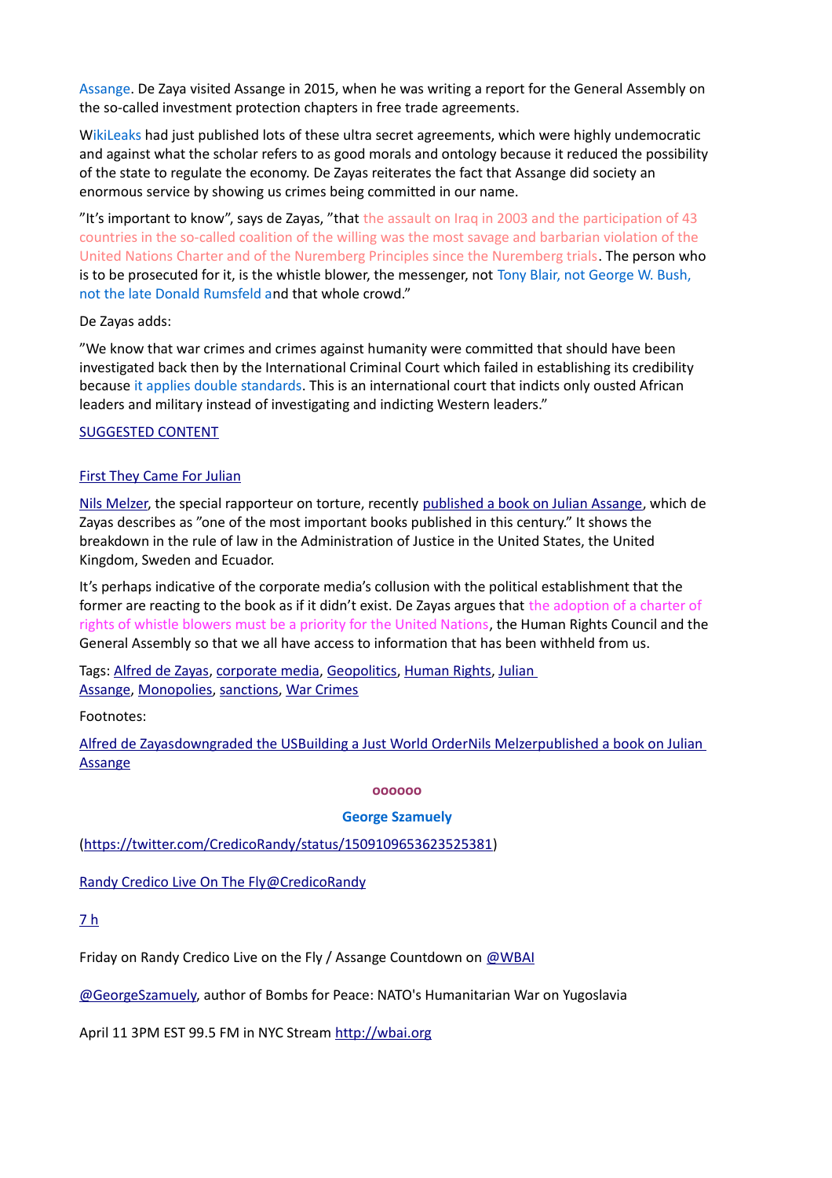Assange. De Zaya visited Assange in 2015, when he was writing a report for the General Assembly on the so-called investment protection chapters in free trade agreements.

WikiLeaks had just published lots of these ultra secret agreements, which were highly undemocratic and against what the scholar refers to as good morals and ontology because it reduced the possibility of the state to regulate the economy. De Zayas reiterates the fact that Assange did society an enormous service by showing us crimes being committed in our name.

"It's important to know", says de Zayas, "that the assault on Iraq in 2003 and the participation of 43 countries in the so-called coalition of the willing was the most savage and barbarian violation of the United Nations Charter and of the Nuremberg Principles since the Nuremberg trials. The person who is to be prosecuted for it, is the whistle blower, the messenger, not Tony Blair, not George W. Bush, not the late Donald Rumsfeld and that whole crowd."

De Zayas adds:

"We know that war crimes and crimes against humanity were committed that should have been investigated back then by the International Criminal Court which failed in establishing its credibility because it applies double standards. This is an international court that indicts only ousted African leaders and military instead of investigating and indicting Western leaders."

SUGGESTED CONTENT

First They Came For Julian

Nils Melzer, the special rapporteur on torture, recently published a book on Julian Assange, which de Zayas describes as "one of the most important books published in this century." It shows the breakdown in the rule of law in the Administration of Justice in the United States, the United Kingdom, Sweden and Ecuador.

It's perhaps indicative of the corporate media's collusion with the political establishment that the former are reacting to the book as if it didn't exist. De Zayas argues that the adoption of a charter of rights of whistle blowers must be a priority for the United Nations, the Human Rights Council and the General Assembly so that we all have access to information that has been withheld from us.

Tags: Alfred de Zayas, corporate media, Geopolitics, Human Rights, Julian Assange, Monopolies, sanctions, War Crimes

Footnotes:

Alfred de Zayasdowngraded the USBuilding a Just World OrderNils Melzerpublished a book on Julian Assange

oooooo

**George Szamuely**

(https://twitter.com/CredicoRandy/status/1509109653623525381)

Randy Credico Live On The Fly@CredicoRandy

7 h

Friday on Randy Credico Live on the Fly / Assange Countdown on @WBAI

@GeorgeSzamuely, author of Bombs for Peace: NATO's Humanitarian War on Yugoslavia

April 11 3PM EST 99.5 FM in NYC Stream http://wbai.org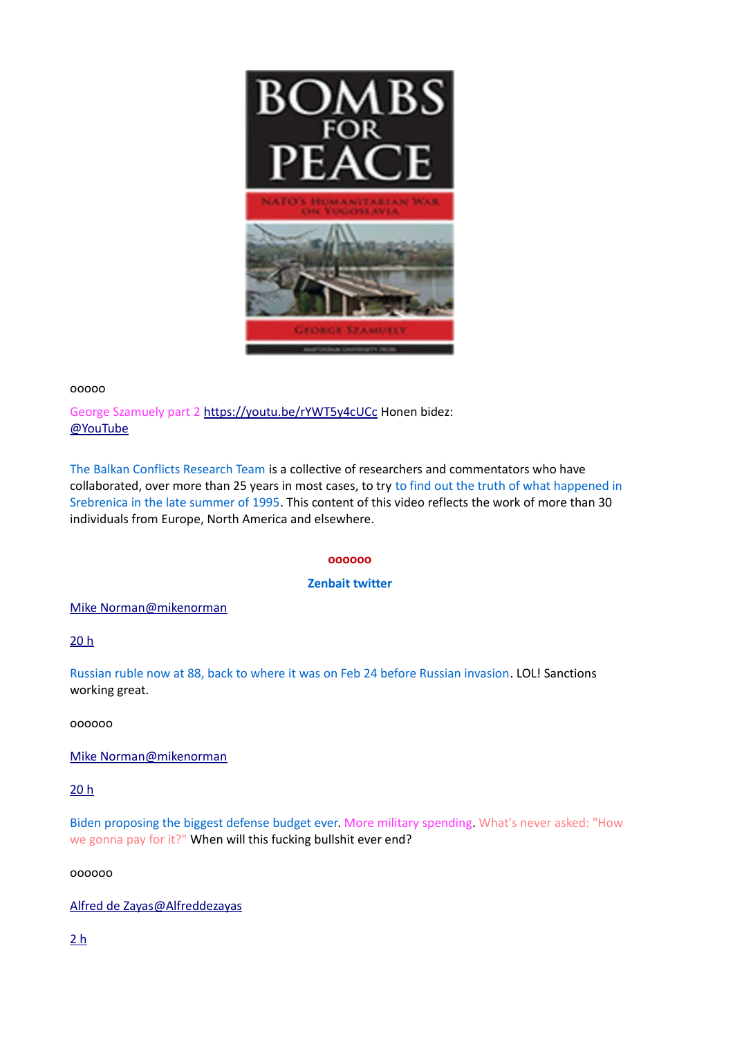ooooo

George Szamuely part 2 https://youtu.be/rYWT5y4cUCc Honen bidez: @YouTube

The Balkan Conflicts Research Team is a collective of researchers and commentators who have collaborated, over more than 25 years in most cases, to try to find out the truth of what happened in Srebrenica in the late summer of 1995. This content of this video reflects the work of more than 30 individuals from Europe, North America and elsewhere.

oooooo

**Zenbait twitter**

Mike Norman@mikenorman

20 h

Russian ruble now at 88, back to where it was on Feb 24 before Russian invasion. LOL! Sanctions working great.

oooooo

Mike Norman@mikenorman

20 h

Biden proposing the biggest defense budget ever. More military spending. What's never asked: "How we gonna pay for it?" When will this fucking bullshit ever end?

oooooo

Alfred de Zayas@Alfreddezayas

2 h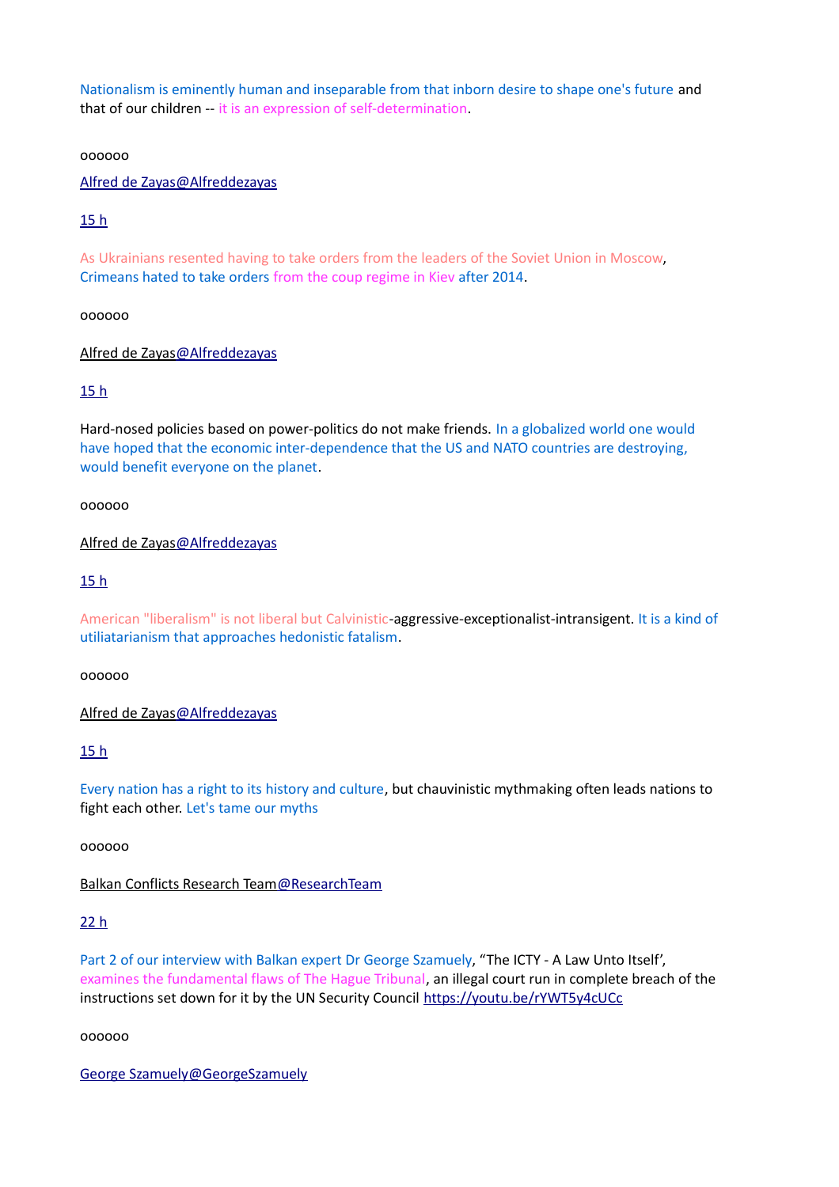Nationalism is eminently human and inseparable from that inborn desire to shape one's future and that of our children -- it is an expression of self-determination.

oooooo

[Alfred de Zayas@Alfreddezayas]

[15 h]

As Ukrainians resented having to take orders from the leaders of the Soviet Union in Moscow, Crimeans hated to take orders from the coup regime in Kiev after 2014.

oooooo

[Alfred de Zayas@Alfreddezayas]

[15 h]

Hard-nosed policies based on power-politics do not make friends. In a globalized world one would have hoped that the economic inter-dependence that the US and NATO countries are destroying, would benefit everyone on the planet.

oooooo

[Alfred de Zayas@Alfreddezayas]

[15 h]

American "liberalism" is not liberal but Calvinistic-aggressive-exceptionalist-intransigent. It is a kind of utiliatarianism that approaches hedonistic fatalism.

oooooo

[Alfred de Zayas@Alfreddezayas]

[15 h]

Every nation has a right to its history and culture, but chauvinistic mythmaking often leads nations to fight each other. Let's tame our myths

oooooo

[Balkan Conflicts Research Team@ResearchTeam]

[22 h]

Part 2 of our interview with Balkan expert Dr George Szamuely, "The ICTY - A Law Unto Itself', examines the fundamental flaws of The Hague Tribunal, an illegal court run in complete breach of the instructions set down for it by the UN Security Council https://youtu.be/rYWT5y4cUCc

oooooo

[George Szamuely@GeorgeSzamuely]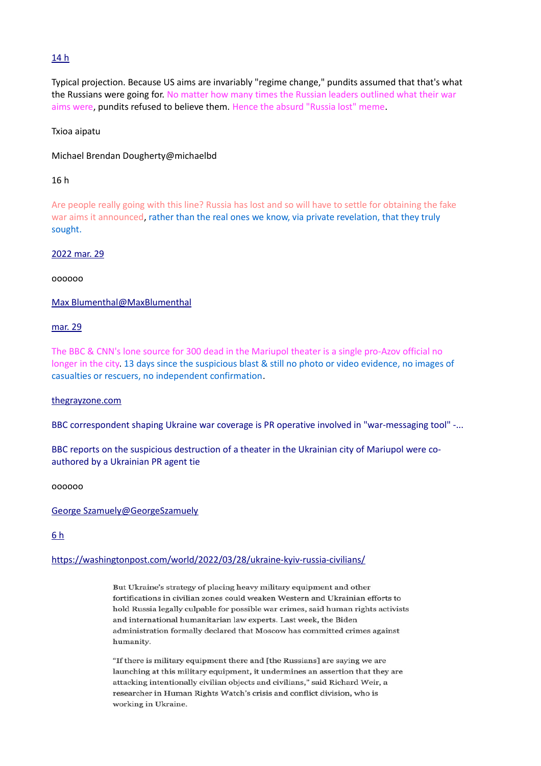[14 h]

Typical projection. Because US aims are invariably "regime change," pundits assumed that that's what the Russians were going for. No matter how many times the Russian leaders outlined what their war aims were, pundits refused to believe them. Hence the absurd "Russia lost" meme.

Txioa aipatu

Michael Brendan Dougherty@michaelbd

16 h

Are people really going with this line? Russia has lost and so will have to settle for obtaining the fake war aims it announced, rather than the real ones we know, via private revelation, that they truly sought.

[2022 mar. 29]

oooooo

[Max Blumenthal@MaxBlumenthal]

[mar. 29]

The BBC & CNN's lone source for 300 dead in the Mariupol theater is a single pro-Azov official no longer in the city. 13 days since the suspicious blast & still no photo or video evidence, no images of casualties or rescuers, no independent confirmation.

[thegrayzone.com]

BBC correspondent shaping Ukraine war coverage is PR operative involved in "war-messaging tool" -...

BBC reports on the suspicious destruction of a theater in the Ukrainian city of Mariupol were co-authored by a Ukrainian PR agent tie

oooooo

[George Szamuely@GeorgeSzamuely]

[6 h]

https://washingtonpost.com/world/2022/03/28/ukraine-kyiv-russia-civilians/

> But Ukraine's strategy of placing heavy military equipment and other fortifications in civilian zones could weaken Western and Ukrainian efforts to hold Russia legally culpable for possible war crimes, said human rights activists and international humanitarian law experts. Last week, the Biden administration formally declared that Moscow has committed crimes against humanity.
>
> "If there is military equipment there and [the Russians] are saying we are launching at this military equipment, it undermines an assertion that they are attacking intentionally civilian objects and civilians," said Richard Weir, a researcher in Human Rights Watch's crisis and conflict division, who is working in Ukraine.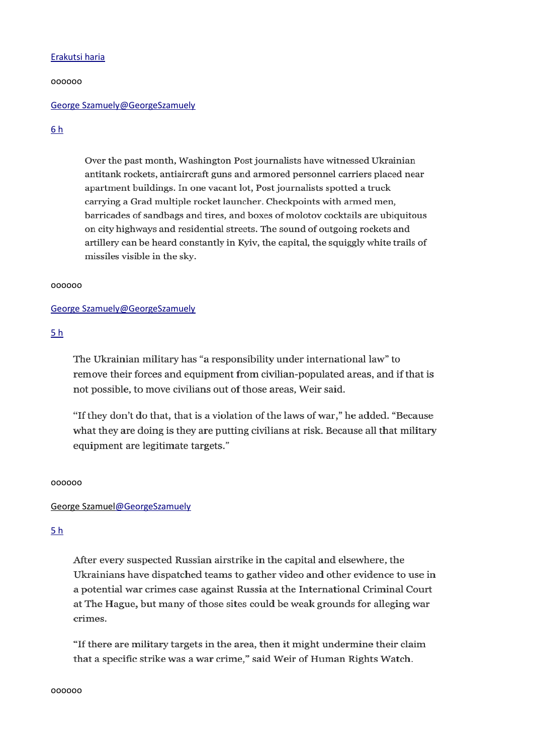Erakutsi haria

oooooo

George Szamuely@GeorgeSzamuely

6 h

> Over the past month, Washington Post journalists have witnessed Ukrainian antitank rockets, antiaircraft guns and armored personnel carriers placed near apartment buildings. In one vacant lot, Post journalists spotted a truck carrying a Grad multiple rocket launcher. Checkpoints with armed men, barricades of sandbags and tires, and boxes of molotov cocktails are ubiquitous on city highways and residential streets. The sound of outgoing rockets and artillery can be heard constantly in Kyiv, the capital, the squiggly white trails of missiles visible in the sky.

oooooo

George Szamuely@GeorgeSzamuely

5 h

> The Ukrainian military has "a responsibility under international law" to remove their forces and equipment from civilian-populated areas, and if that is not possible, to move civilians out of those areas, Weir said.
>
> "If they don't do that, that is a violation of the laws of war," he added. "Because what they are doing is they are putting civilians at risk. Because all that military equipment are legitimate targets."

oooooo

George Szamuel@GeorgeSzamuely

5 h

> After every suspected Russian airstrike in the capital and elsewhere, the Ukrainians have dispatched teams to gather video and other evidence to use in a potential war crimes case against Russia at the International Criminal Court at The Hague, but many of those sites could be weak grounds for alleging war crimes.
>
> "If there are military targets in the area, then it might undermine their claim that a specific strike was a war crime," said Weir of Human Rights Watch.

oooooo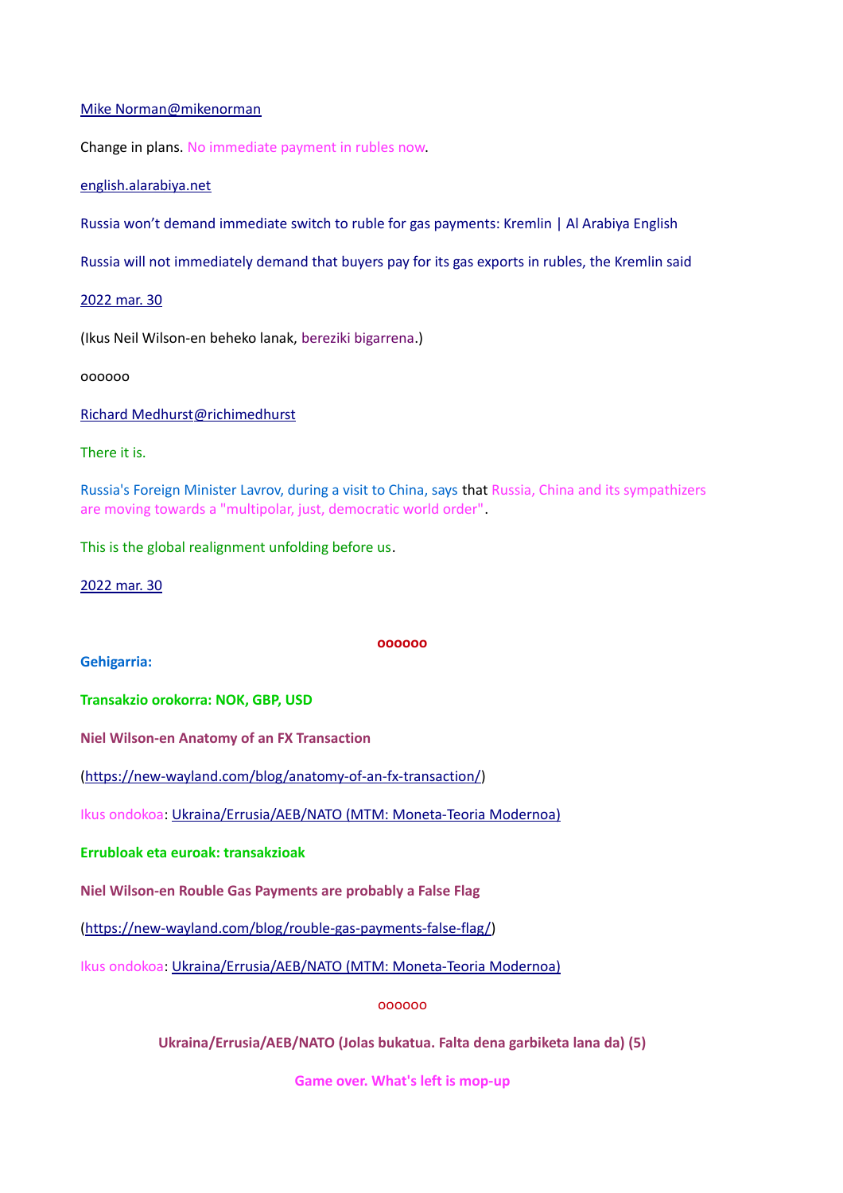[Mike Norman@mikenorman](#)

Change in plans. No immediate payment in rubles now.

[english.alarabiya.net](#)

Russia won't demand immediate switch to ruble for gas payments: Kremlin | Al Arabiya English

Russia will not immediately demand that buyers pay for its gas exports in rubles, the Kremlin said

[2022 mar. 30](#)

(Ikus Neil Wilson-en beheko lanak, bereziki bigarrena.)

oooooo

[Richard Medhurst@richimedhurst](#)

There it is.

Russia's Foreign Minister Lavrov, during a visit to China, says that Russia, China and its sympathizers are moving towards a "multipolar, just, democratic world order".

This is the global realignment unfolding before us.

[2022 mar. 30](#)

oooooo

**Gehigarria:**

**Transakzio orokorra: NOK, GBP, USD**

**Niel Wilson-en Anatomy of an FX Transaction**

([https://new-wayland.com/blog/anatomy-of-an-fx-transaction/](https://new-wayland.com/blog/anatomy-of-an-fx-transaction/))

Ikus ondokoa: [Ukraina/Errusia/AEB/NATO (MTM: Moneta-Teoria Modernoa)](#)

**Errubloak eta euroak: transakzioak**

**Niel Wilson-en Rouble Gas Payments are probably a False Flag**

([https://new-wayland.com/blog/rouble-gas-payments-false-flag/](https://new-wayland.com/blog/rouble-gas-payments-false-flag/))

Ikus ondokoa: [Ukraina/Errusia/AEB/NATO (MTM: Moneta-Teoria Modernoa)](#)

oooooo

**Ukraina/Errusia/AEB/NATO (Jolas bukatua. Falta dena garbiketa lana da) (5)**

**Game over. What's left is mop-up**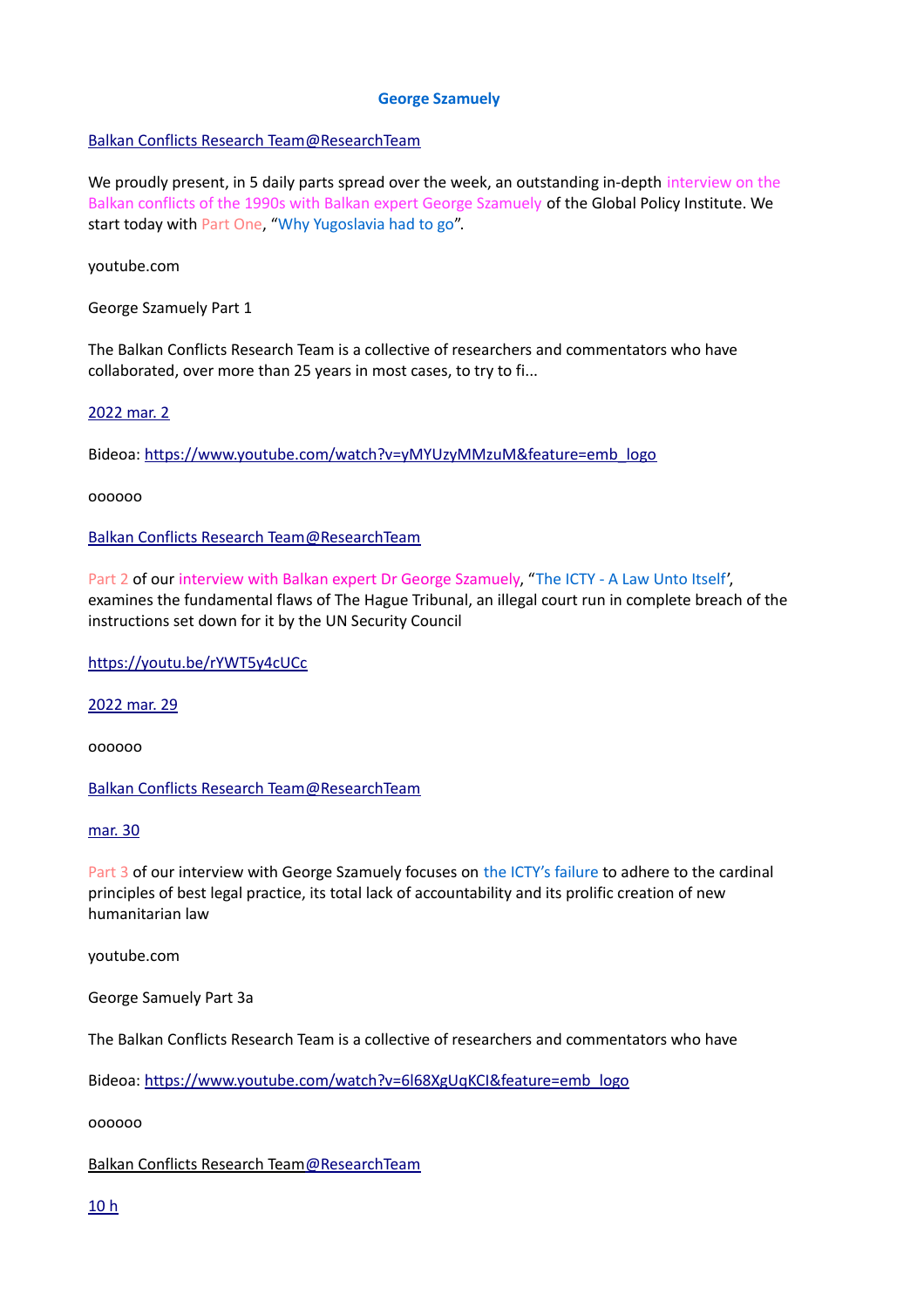**George Szamuely**

[Balkan Conflicts Research Team@ResearchTeam](#)

We proudly present, in 5 daily parts spread over the week, an outstanding in-depth interview on the Balkan conflicts of the 1990s with Balkan expert George Szamuely of the Global Policy Institute. We start today with Part One, "Why Yugoslavia had to go".

youtube.com

George Szamuely Part 1

The Balkan Conflicts Research Team is a collective of researchers and commentators who have collaborated, over more than 25 years in most cases, to try to fi...

[2022 mar. 2](#)

Bideoa: https://www.youtube.com/watch?v=yMYUzyMMzuM&feature=emb_logo

oooooo

[Balkan Conflicts Research Team@ResearchTeam](#)

Part 2 of our interview with Balkan expert Dr George Szamuely, "The ICTY - A Law Unto Itself', examines the fundamental flaws of The Hague Tribunal, an illegal court run in complete breach of the instructions set down for it by the UN Security Council

https://youtu.be/rYWT5y4cUCc

[2022 mar. 29](#)

oooooo

[Balkan Conflicts Research Team@ResearchTeam](#)

[mar. 30](#)

Part 3 of our interview with George Szamuely focuses on the ICTY's failure to adhere to the cardinal principles of best legal practice, its total lack of accountability and its prolific creation of new humanitarian law

youtube.com

George Samuely Part 3a

The Balkan Conflicts Research Team is a collective of researchers and commentators who have

Bideoa: https://www.youtube.com/watch?v=6l68XgUqKCI&feature=emb_logo

oooooo

[Balkan Conflicts Research Team@ResearchTeam](#)

[10 h](#)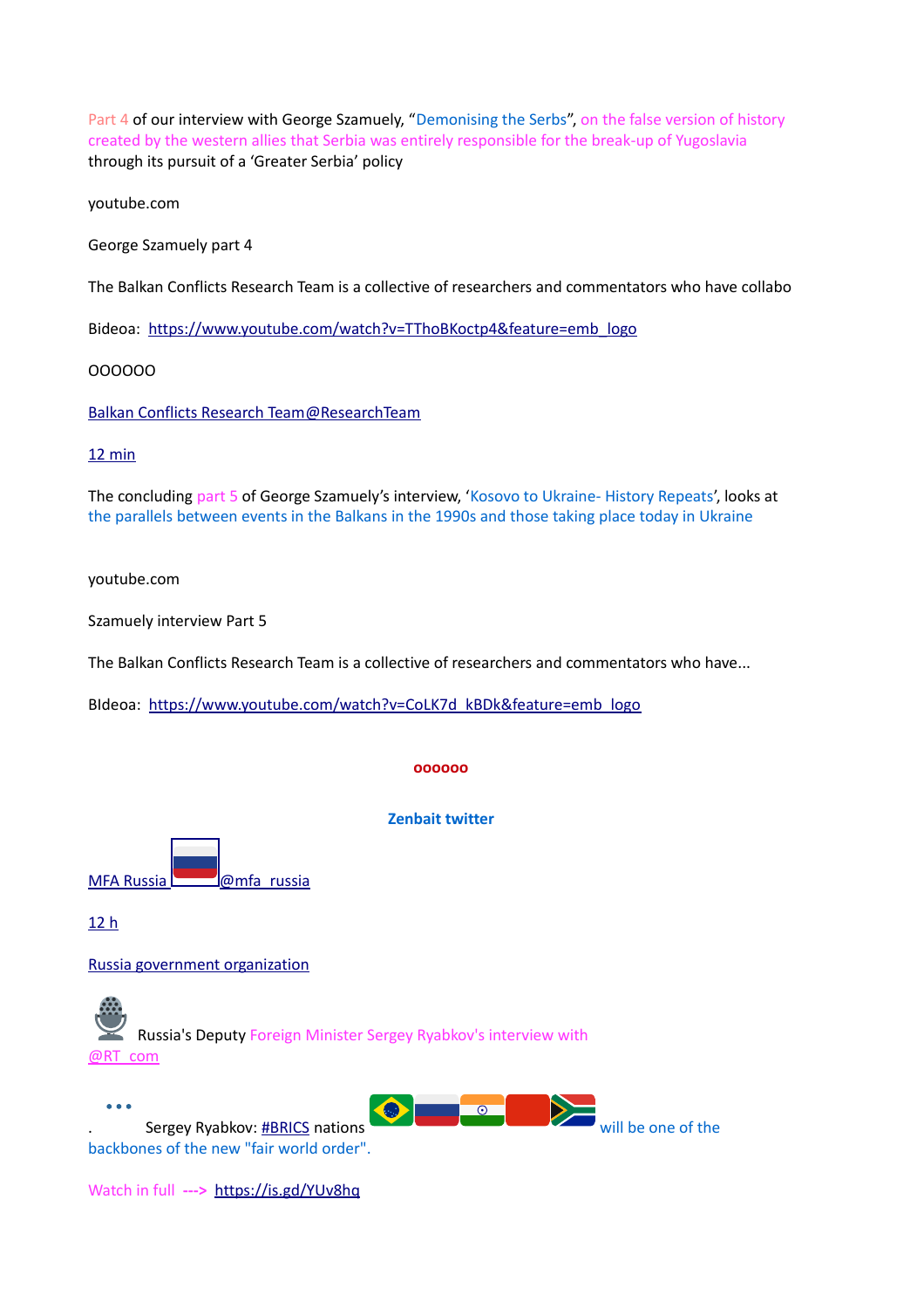Part 4 of our interview with George Szamuely, "Demonising the Serbs", on the false version of history created by the western allies that Serbia was entirely responsible for the break-up of Yugoslavia through its pursuit of a 'Greater Serbia' policy

youtube.com

George Szamuely part 4

The Balkan Conflicts Research Team is a collective of researchers and commentators who have collabo

Bideoa: [https://www.youtube.com/watch?v=TThoBKoctp4&feature=emb_logo](https://www.youtube.com/watch?v=TThoBKoctp4&feature=emb_logo)

OOOOOO

[Balkan Conflicts Research Team@ResearchTeam](#)

[12 min](#)

The concluding part 5 of George Szamuely's interview, 'Kosovo to Ukraine- History Repeats', looks at the parallels between events in the Balkans in the 1990s and those taking place today in Ukraine

youtube.com

Szamuely interview Part 5

The Balkan Conflicts Research Team is a collective of researchers and commentators who have...

BIdeoa: [https://www.youtube.com/watch?v=CoLK7d_kBDk&feature=emb_logo](https://www.youtube.com/watch?v=CoLK7d_kBDk&feature=emb_logo)

**oooooo**

**Zenbait twitter**

[MFA Russia](#) 🇷🇺 [@mfa_russia](#)

[12 h](#)

[Russia government organization](#)

🎙️ Russia's Deputy Foreign Minister Sergey Ryabkov's interview with [@RT_com](#)

...

. Sergey Ryabkov: [#BRICS](#) nations 🇧🇷🇷🇺🇮🇳🇨🇳🇿🇦 will be one of the backbones of the new "fair world order".

Watch in full ---> [https://is.gd/YUv8hq](https://is.gd/YUv8hq)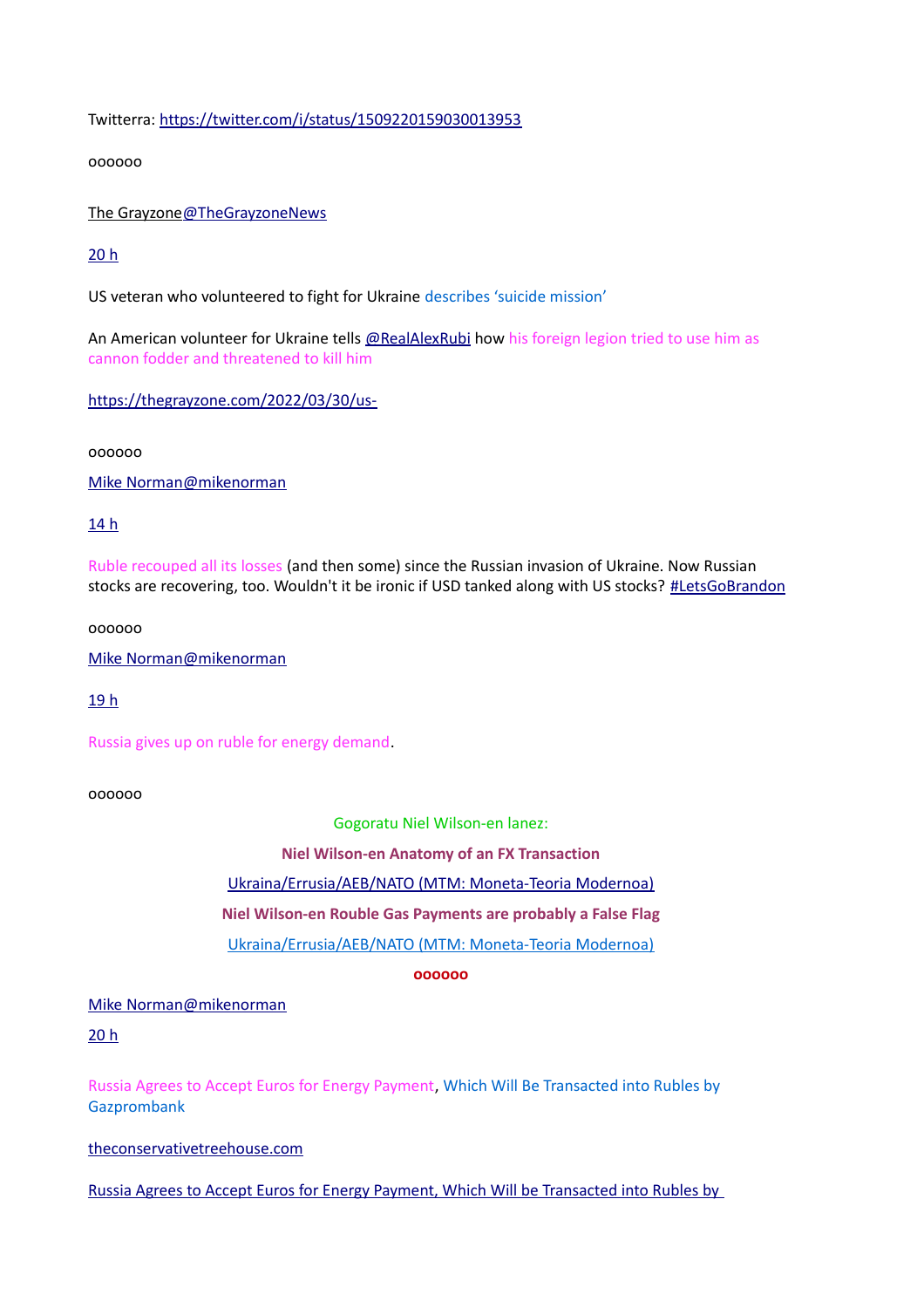Twitterra: [https://twitter.com/i/status/1509220159030013953](https://twitter.com/i/status/1509220159030013953)

oooooo

[The Grayzone](#)[@TheGrayzoneNews](#)

[20 h](#)

US veteran who volunteered to fight for Ukraine describes 'suicide mission'

An American volunteer for Ukraine tells [@RealAlexRubi](#) how his foreign legion tried to use him as cannon fodder and threatened to kill him

[https://thegrayzone.com/2022/03/30/us-](https://thegrayzone.com/2022/03/30/us-)

oooooo

[Mike Norman@mikenorman](#)

[14 h](#)

Ruble recouped all its losses (and then some) since the Russian invasion of Ukraine. Now Russian stocks are recovering, too. Wouldn't it be ironic if USD tanked along with US stocks? [#LetsGoBrandon](#)

oooooo

[Mike Norman@mikenorman](#)

[19 h](#)

Russia gives up on ruble for energy demand.

oooooo

Gogoratu Niel Wilson-en lanez:

**Niel Wilson-en Anatomy of an FX Transaction**

[Ukraina/Errusia/AEB/NATO (MTM: Moneta-Teoria Modernoa)](#)

**Niel Wilson-en Rouble Gas Payments are probably a False Flag**

[Ukraina/Errusia/AEB/NATO (MTM: Moneta-Teoria Modernoa)](#)

**oooooo**

[Mike Norman@mikenorman](#)

[20 h](#)

Russia Agrees to Accept Euros for Energy Payment, Which Will Be Transacted into Rubles by Gazprombank

[theconservativetreehouse.com](#)

[Russia Agrees to Accept Euros for Energy Payment, Which Will be Transacted into Rubles by](#)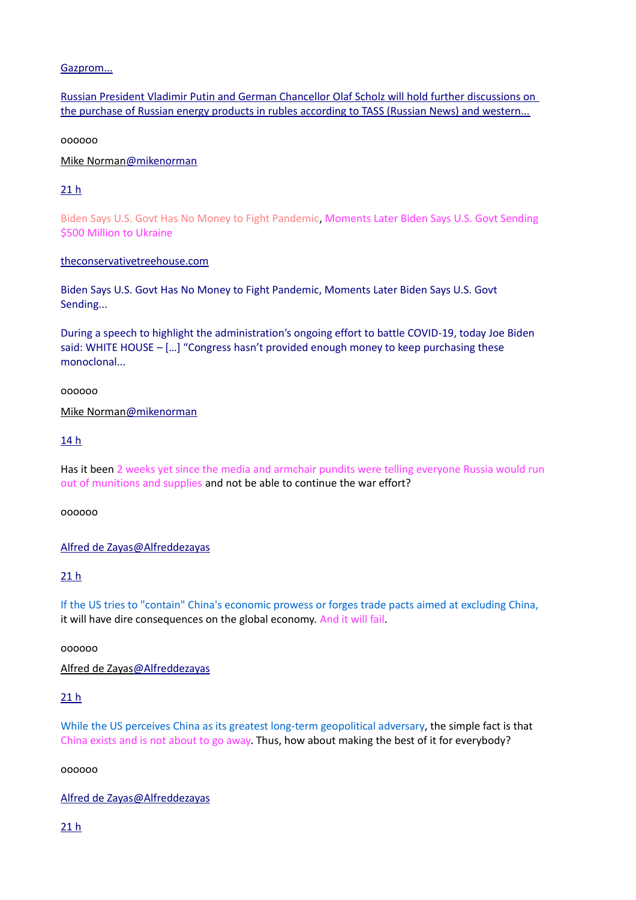Gazprom...

Russian President Vladimir Putin and German Chancellor Olaf Scholz will hold further discussions on the purchase of Russian energy products in rubles according to TASS (Russian News) and western...

oooooo

Mike Norman@mikenorman

21 h

Biden Says U.S. Govt Has No Money to Fight Pandemic, Moments Later Biden Says U.S. Govt Sending $500 Million to Ukraine

theconservativetreehouse.com

Biden Says U.S. Govt Has No Money to Fight Pandemic, Moments Later Biden Says U.S. Govt Sending...

During a speech to highlight the administration's ongoing effort to battle COVID-19, today Joe Biden said: WHITE HOUSE – […] "Congress hasn't provided enough money to keep purchasing these monoclonal...

oooooo

Mike Norman@mikenorman

14 h

Has it been 2 weeks yet since the media and armchair pundits were telling everyone Russia would run out of munitions and supplies and not be able to continue the war effort?

oooooo

Alfred de Zayas@Alfreddezayas

21 h

If the US tries to "contain" China's economic prowess or forges trade pacts aimed at excluding China, it will have dire consequences on the global economy. And it will fail.

oooooo

Alfred de Zayas@Alfreddezayas

21 h

While the US perceives China as its greatest long-term geopolitical adversary, the simple fact is that China exists and is not about to go away. Thus, how about making the best of it for everybody?

oooooo

Alfred de Zayas@Alfreddezayas

21 h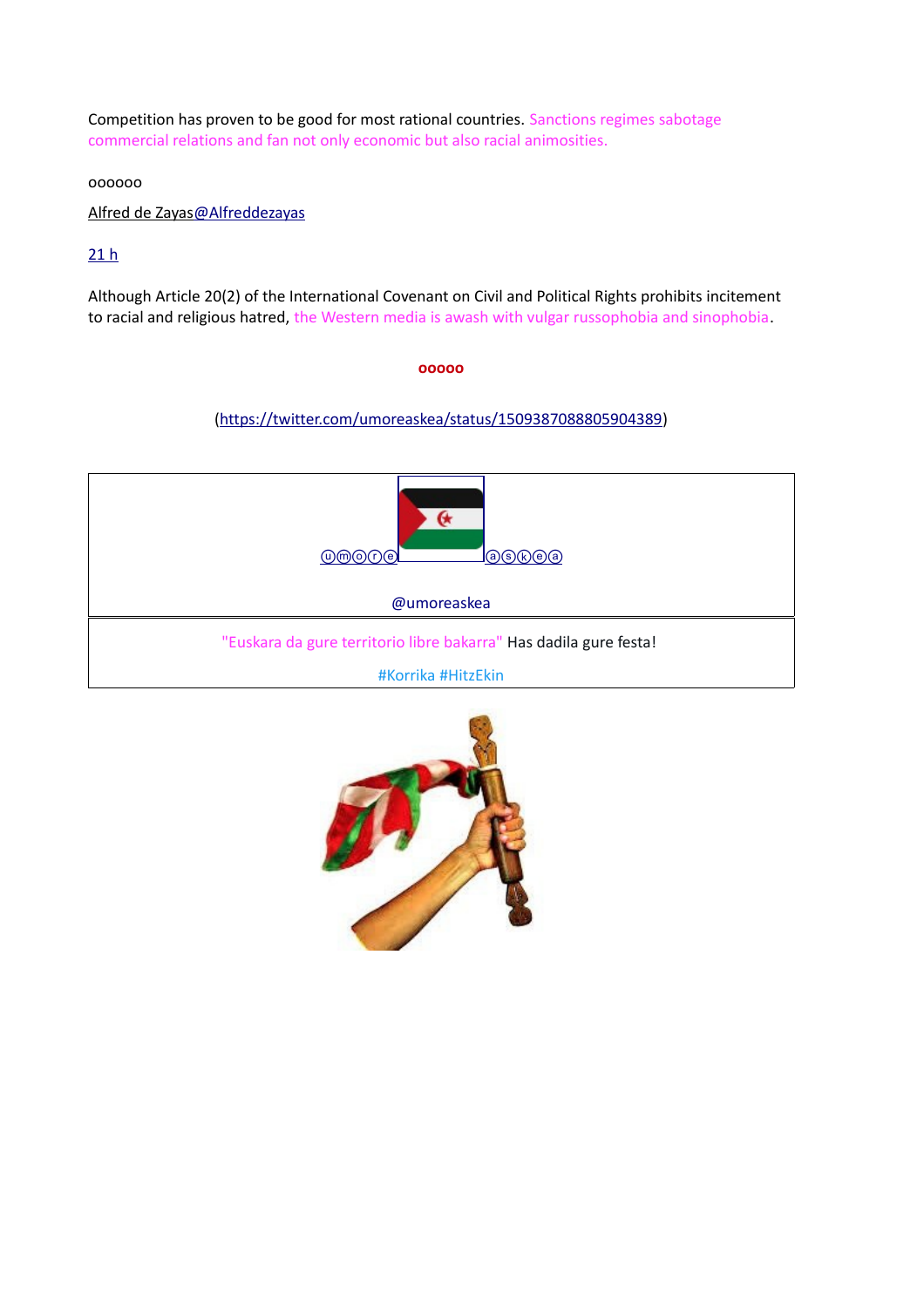Competition has proven to be good for most rational countries. Sanctions regimes sabotage commercial relations and fan not only economic but also racial animosities.

oooooo

Alfred de Zayas@Alfreddezayas

21 h

Although Article 20(2) of the International Covenant on Civil and Political Rights prohibits incitement to racial and religious hatred, the Western media is awash with vulgar russophobia and sinophobia.

ooooo

(https://twitter.com/umoreaskea/status/1509387088805904389)

| ⓤⓜⓞⓡⓔ ⓐⓢⓚⓔⓐ |
|---|
| @umoreaskea |

| "Euskara da gure territorio libre bakarra" Has dadila gure festa! |
|---|
| #Korrika #HitzEkin |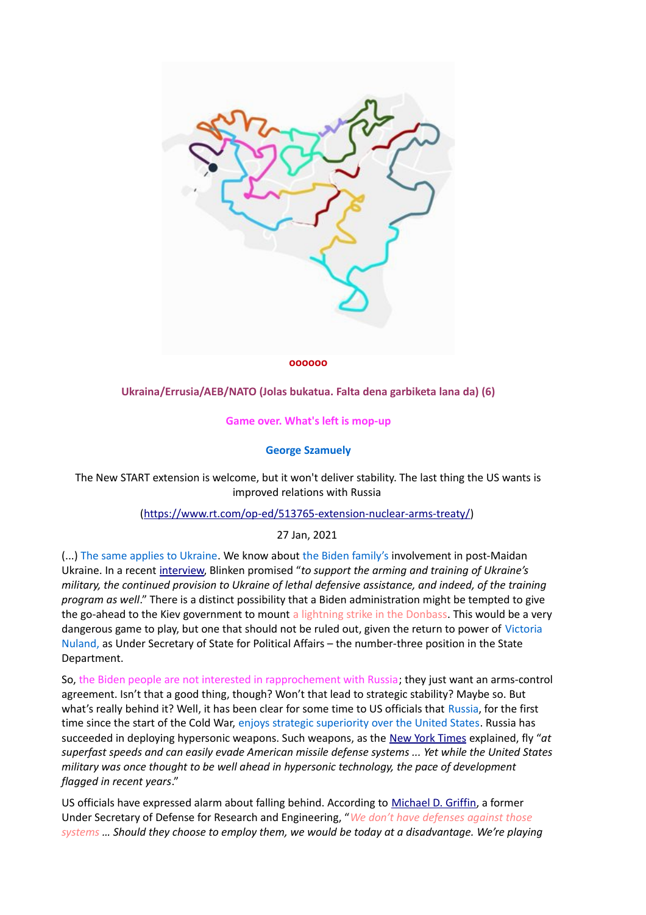**oooooo**

**Ukraina/Errusia/AEB/NATO (Jolas bukatua. Falta dena garbiketa lana da) (6)**

**Game over. What's left is mop-up**

**George Szamuely**

The New START extension is welcome, but it won't deliver stability. The last thing the US wants is improved relations with Russia

(https://www.rt.com/op-ed/513765-extension-nuclear-arms-treaty/)

27 Jan, 2021

(...) The same applies to Ukraine. We know about the Biden family's involvement in post-Maidan Ukraine. In a recent interview, Blinken promised "*to support the arming and training of Ukraine's military, the continued provision to Ukraine of lethal defensive assistance, and indeed, of the training program as well*." There is a distinct possibility that a Biden administration might be tempted to give the go-ahead to the Kiev government to mount a lightning strike in the Donbass. This would be a very dangerous game to play, but one that should not be ruled out, given the return to power of Victoria Nuland, as Under Secretary of State for Political Affairs – the number-three position in the State Department.

So, the Biden people are not interested in rapprochement with Russia; they just want an arms-control agreement. Isn't that a good thing, though? Won't that lead to strategic stability? Maybe so. But what's really behind it? Well, it has been clear for some time to US officials that Russia, for the first time since the start of the Cold War, enjoys strategic superiority over the United States. Russia has succeeded in deploying hypersonic weapons. Such weapons, as the New York Times explained, fly "*at superfast speeds and can easily evade American missile defense systems ... Yet while the United States military was once thought to be well ahead in hypersonic technology, the pace of development flagged in recent years*."

US officials have expressed alarm about falling behind. According to Michael D. Griffin, a former Under Secretary of Defense for Research and Engineering, "*We don't have defenses against those systems … Should they choose to employ them, we would be today at a disadvantage. We're playing*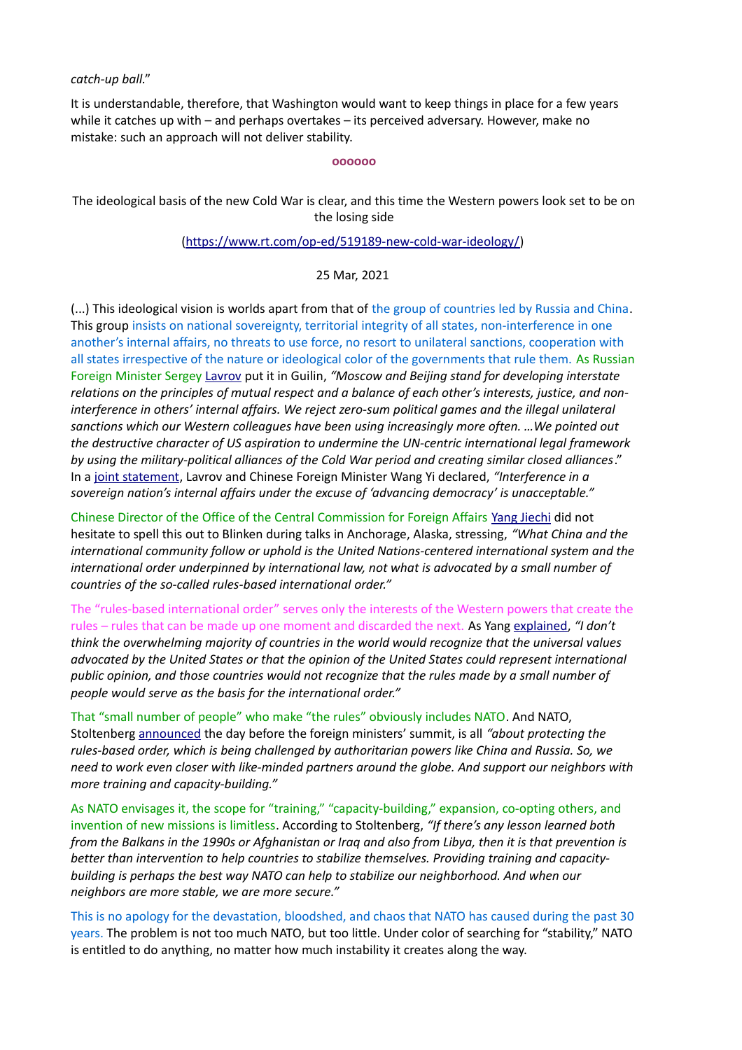*catch-up ball.*"

It is understandable, therefore, that Washington would want to keep things in place for a few years while it catches up with – and perhaps overtakes – its perceived adversary. However, make no mistake: such an approach will not deliver stability.

oooooo

The ideological basis of the new Cold War is clear, and this time the Western powers look set to be on the losing side

(https://www.rt.com/op-ed/519189-new-cold-war-ideology/)

25 Mar, 2021

(...) This ideological vision is worlds apart from that of the group of countries led by Russia and China. This group insists on national sovereignty, territorial integrity of all states, non-interference in one another's internal affairs, no threats to use force, no resort to unilateral sanctions, cooperation with all states irrespective of the nature or ideological color of the governments that rule them. As Russian Foreign Minister Sergey Lavrov put it in Guilin, *"Moscow and Beijing stand for developing interstate relations on the principles of mutual respect and a balance of each other's interests, justice, and non-interference in others' internal affairs. We reject zero-sum political games and the illegal unilateral sanctions which our Western colleagues have been using increasingly more often. …We pointed out the destructive character of US aspiration to undermine the UN-centric international legal framework by using the military-political alliances of the Cold War period and creating similar closed alliances*." In a joint statement, Lavrov and Chinese Foreign Minister Wang Yi declared, *"Interference in a sovereign nation's internal affairs under the excuse of 'advancing democracy' is unacceptable."*

Chinese Director of the Office of the Central Commission for Foreign Affairs Yang Jiechi did not hesitate to spell this out to Blinken during talks in Anchorage, Alaska, stressing, *"What China and the international community follow or uphold is the United Nations-centered international system and the international order underpinned by international law, not what is advocated by a small number of countries of the so-called rules-based international order."*

The "rules-based international order" serves only the interests of the Western powers that create the rules – rules that can be made up one moment and discarded the next. As Yang explained, *"I don't think the overwhelming majority of countries in the world would recognize that the universal values advocated by the United States or that the opinion of the United States could represent international public opinion, and those countries would not recognize that the rules made by a small number of people would serve as the basis for the international order."*

That "small number of people" who make "the rules" obviously includes NATO. And NATO, Stoltenberg announced the day before the foreign ministers' summit, is all *"about protecting the rules-based order, which is being challenged by authoritarian powers like China and Russia. So, we need to work even closer with like-minded partners around the globe. And support our neighbors with more training and capacity-building."*

As NATO envisages it, the scope for "training," "capacity-building," expansion, co-opting others, and invention of new missions is limitless. According to Stoltenberg, *"If there's any lesson learned both from the Balkans in the 1990s or Afghanistan or Iraq and also from Libya, then it is that prevention is better than intervention to help countries to stabilize themselves. Providing training and capacity-building is perhaps the best way NATO can help to stabilize our neighborhood. And when our neighbors are more stable, we are more secure."*

This is no apology for the devastation, bloodshed, and chaos that NATO has caused during the past 30 years. The problem is not too much NATO, but too little. Under color of searching for "stability," NATO is entitled to do anything, no matter how much instability it creates along the way.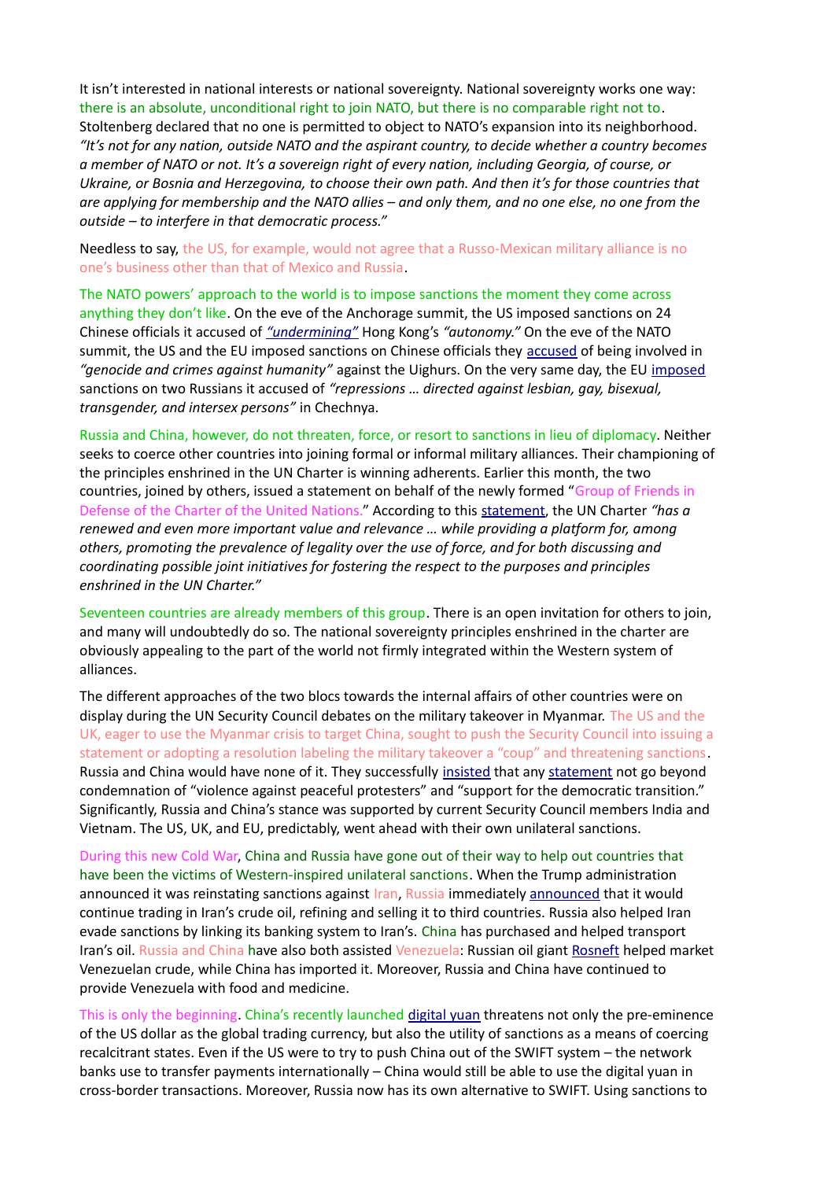It isn't interested in national interests or national sovereignty. National sovereignty works one way: there is an absolute, unconditional right to join NATO, but there is no comparable right not to. Stoltenberg declared that no one is permitted to object to NATO's expansion into its neighborhood. *"It's not for any nation, outside NATO and the aspirant country, to decide whether a country becomes a member of NATO or not. It's a sovereign right of every nation, including Georgia, of course, or Ukraine, or Bosnia and Herzegovina, to choose their own path. And then it's for those countries that are applying for membership and the NATO allies – and only them, and no one else, no one from the outside – to interfere in that democratic process."*

Needless to say, the US, for example, would not agree that a Russo-Mexican military alliance is no one's business other than that of Mexico and Russia.

The NATO powers' approach to the world is to impose sanctions the moment they come across anything they don't like. On the eve of the Anchorage summit, the US imposed sanctions on 24 Chinese officials it accused of *"undermining"* Hong Kong's *"autonomy."* On the eve of the NATO summit, the US and the EU imposed sanctions on Chinese officials they accused of being involved in *"genocide and crimes against humanity"* against the Uighurs. On the very same day, the EU imposed sanctions on two Russians it accused of *"repressions … directed against lesbian, gay, bisexual, transgender, and intersex persons"* in Chechnya.

Russia and China, however, do not threaten, force, or resort to sanctions in lieu of diplomacy. Neither seeks to coerce other countries into joining formal or informal military alliances. Their championing of the principles enshrined in the UN Charter is winning adherents. Earlier this month, the two countries, joined by others, issued a statement on behalf of the newly formed "Group of Friends in Defense of the Charter of the United Nations." According to this statement, the UN Charter *"has a renewed and even more important value and relevance … while providing a platform for, among others, promoting the prevalence of legality over the use of force, and for both discussing and coordinating possible joint initiatives for fostering the respect to the purposes and principles enshrined in the UN Charter."*

Seventeen countries are already members of this group. There is an open invitation for others to join, and many will undoubtedly do so. The national sovereignty principles enshrined in the charter are obviously appealing to the part of the world not firmly integrated within the Western system of alliances.

The different approaches of the two blocs towards the internal affairs of other countries were on display during the UN Security Council debates on the military takeover in Myanmar. The US and the UK, eager to use the Myanmar crisis to target China, sought to push the Security Council into issuing a statement or adopting a resolution labeling the military takeover a "coup" and threatening sanctions. Russia and China would have none of it. They successfully insisted that any statement not go beyond condemnation of "violence against peaceful protesters" and "support for the democratic transition." Significantly, Russia and China's stance was supported by current Security Council members India and Vietnam. The US, UK, and EU, predictably, went ahead with their own unilateral sanctions.

During this new Cold War, China and Russia have gone out of their way to help out countries that have been the victims of Western-inspired unilateral sanctions. When the Trump administration announced it was reinstating sanctions against Iran, Russia immediately announced that it would continue trading in Iran's crude oil, refining and selling it to third countries. Russia also helped Iran evade sanctions by linking its banking system to Iran's. China has purchased and helped transport Iran's oil. Russia and China have also both assisted Venezuela: Russian oil giant Rosneft helped market Venezuelan crude, while China has imported it. Moreover, Russia and China have continued to provide Venezuela with food and medicine.

This is only the beginning. China's recently launched digital yuan threatens not only the pre-eminence of the US dollar as the global trading currency, but also the utility of sanctions as a means of coercing recalcitrant states. Even if the US were to try to push China out of the SWIFT system – the network banks use to transfer payments internationally – China would still be able to use the digital yuan in cross-border transactions. Moreover, Russia now has its own alternative to SWIFT. Using sanctions to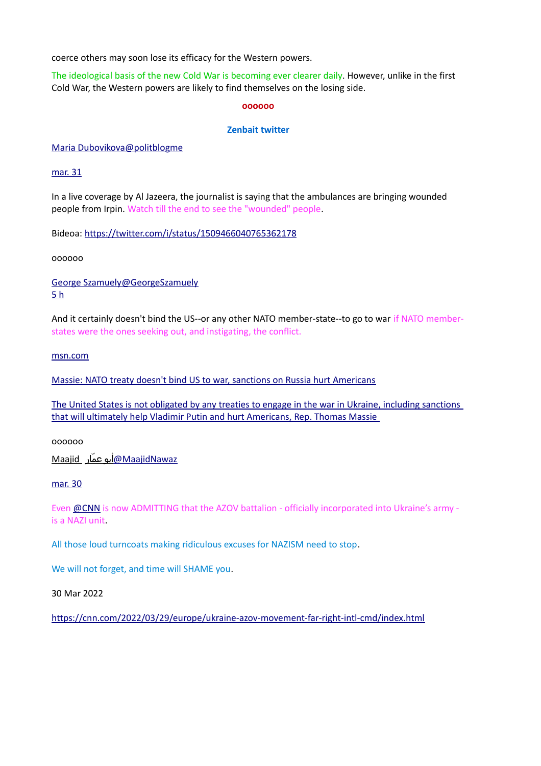coerce others may soon lose its efficacy for the Western powers.

The ideological basis of the new Cold War is becoming ever clearer daily. However, unlike in the first Cold War, the Western powers are likely to find themselves on the losing side.

**oooooo**

**Zenbait twitter**

Maria Dubovikova@politblogme

mar. 31

In a live coverage by Al Jazeera, the journalist is saying that the ambulances are bringing wounded people from Irpin. Watch till the end to see the "wounded" people.

Bideoa: https://twitter.com/i/status/1509466040765362178

oooooo

George Szamuely@GeorgeSzamuely
5 h

And it certainly doesn't bind the US--or any other NATO member-state--to go to war if NATO member-states were the ones seeking out, and instigating, the conflict.

msn.com

Massie: NATO treaty doesn't bind US to war, sanctions on Russia hurt Americans

The United States is not obligated by any treaties to engage in the war in Ukraine, including sanctions that will ultimately help Vladimir Putin and hurt Americans, Rep. Thomas Massie

oooooo

Maajid أبو عمّار@MaajidNawaz

mar. 30

Even @CNN is now ADMITTING that the AZOV battalion - officially incorporated into Ukraine's army - is a NAZI unit.

All those loud turncoats making ridiculous excuses for NAZISM need to stop.

We will not forget, and time will SHAME you.

30 Mar 2022

https://cnn.com/2022/03/29/europe/ukraine-azov-movement-far-right-intl-cmd/index.html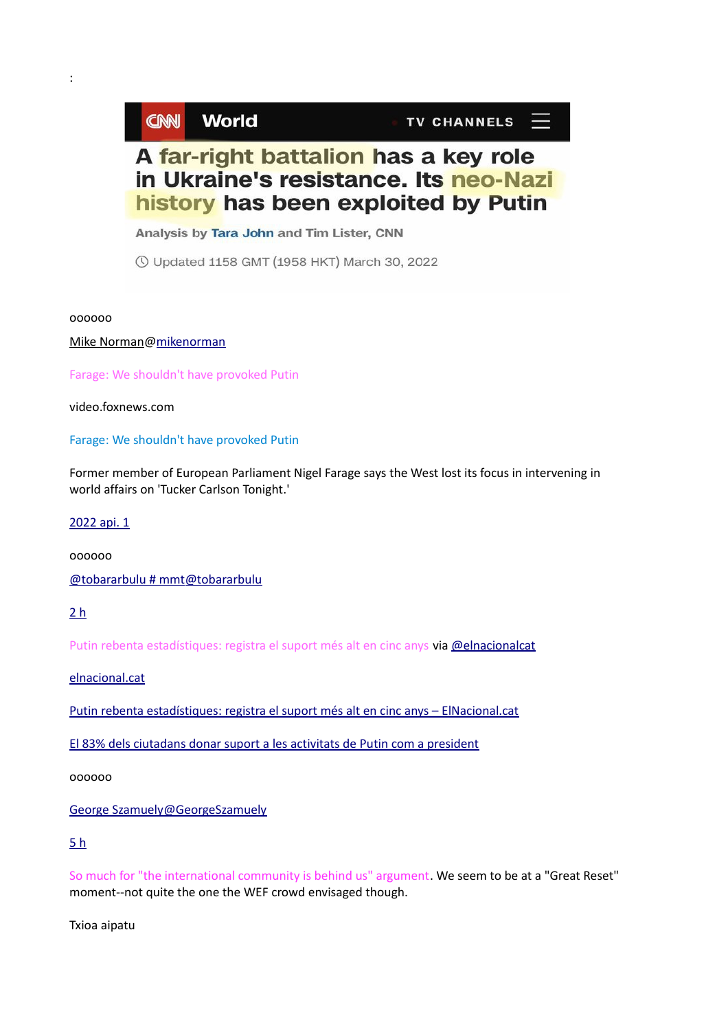:

CNN World TV CHANNELS

# A far-right battalion has a key role in Ukraine's resistance. Its neo-Nazi history has been exploited by Putin

Analysis by Tara John and Tim Lister, CNN

Updated 1158 GMT (1958 HKT) March 30, 2022

oooooo

Mike Norman@mikenorman

Farage: We shouldn't have provoked Putin

video.foxnews.com

Farage: We shouldn't have provoked Putin

Former member of European Parliament Nigel Farage says the West lost its focus in intervening in world affairs on 'Tucker Carlson Tonight.'

2022 api. 1

oooooo

@tobararbulu # mmt@tobararbulu

2 h

Putin rebenta estadístiques: registra el suport més alt en cinc anys via @elnacionalcat

elnacional.cat

Putin rebenta estadístiques: registra el suport més alt en cinc anys – ElNacional.cat

El 83% dels ciutadans donar suport a les activitats de Putin com a president

oooooo

George Szamuely@GeorgeSzamuely

5 h

So much for "the international community is behind us" argument. We seem to be at a "Great Reset" moment--not quite the one the WEF crowd envisaged though.

Txioa aipatu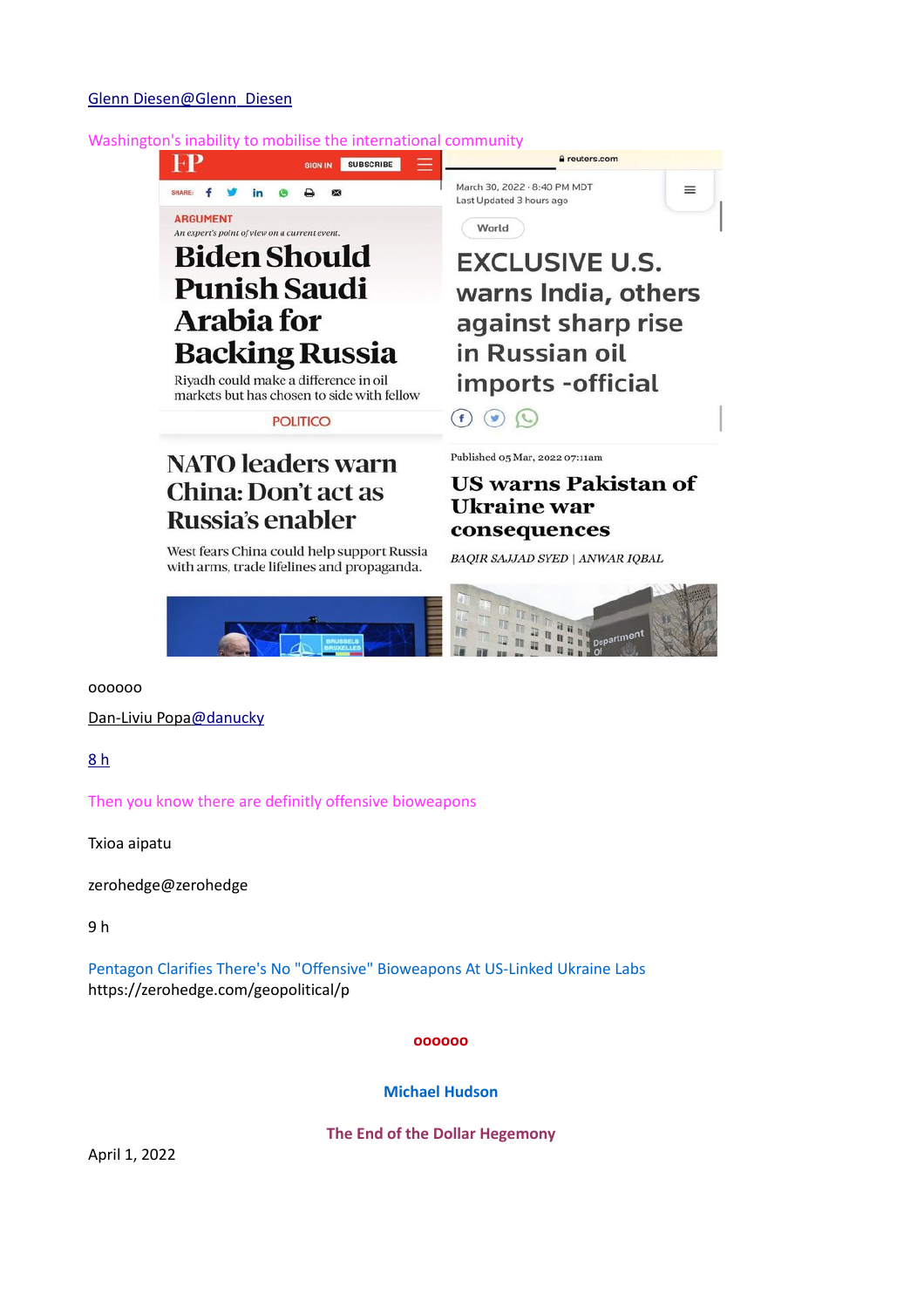Glenn Diesen@Glenn_Diesen

Washington's inability to mobilise the international community

ARGUMENT

*An expert's point of view on a current event.*

**Biden Should Punish Saudi Arabia for Backing Russia**

Riyadh could make a difference in oil markets but has chosen to side with fellow

reuters.com

March 30, 2022 · 8:40 PM MDT
Last Updated 3 hours ago

World

**EXCLUSIVE U.S. warns India, others against sharp rise in Russian oil imports -official**

POLITICO

**NATO leaders warn China: Don't act as Russia's enabler**

West fears China could help support Russia with arms, trade lifelines and propaganda.

Published 05 Mar, 2022 07:11am

**US warns Pakistan of Ukraine war consequences**

*BAQIR SAJJAD SYED | ANWAR IQBAL*

oooooo

Dan-Liviu Popa@danucky

8 h

Then you know there are definitly offensive bioweapons

Txioa aipatu

zerohedge@zerohedge

9 h

Pentagon Clarifies There's No "Offensive" Bioweapons At US-Linked Ukraine Labs
https://zerohedge.com/geopolitical/p

oooooo

**Michael Hudson**

**The End of the Dollar Hegemony**

April 1, 2022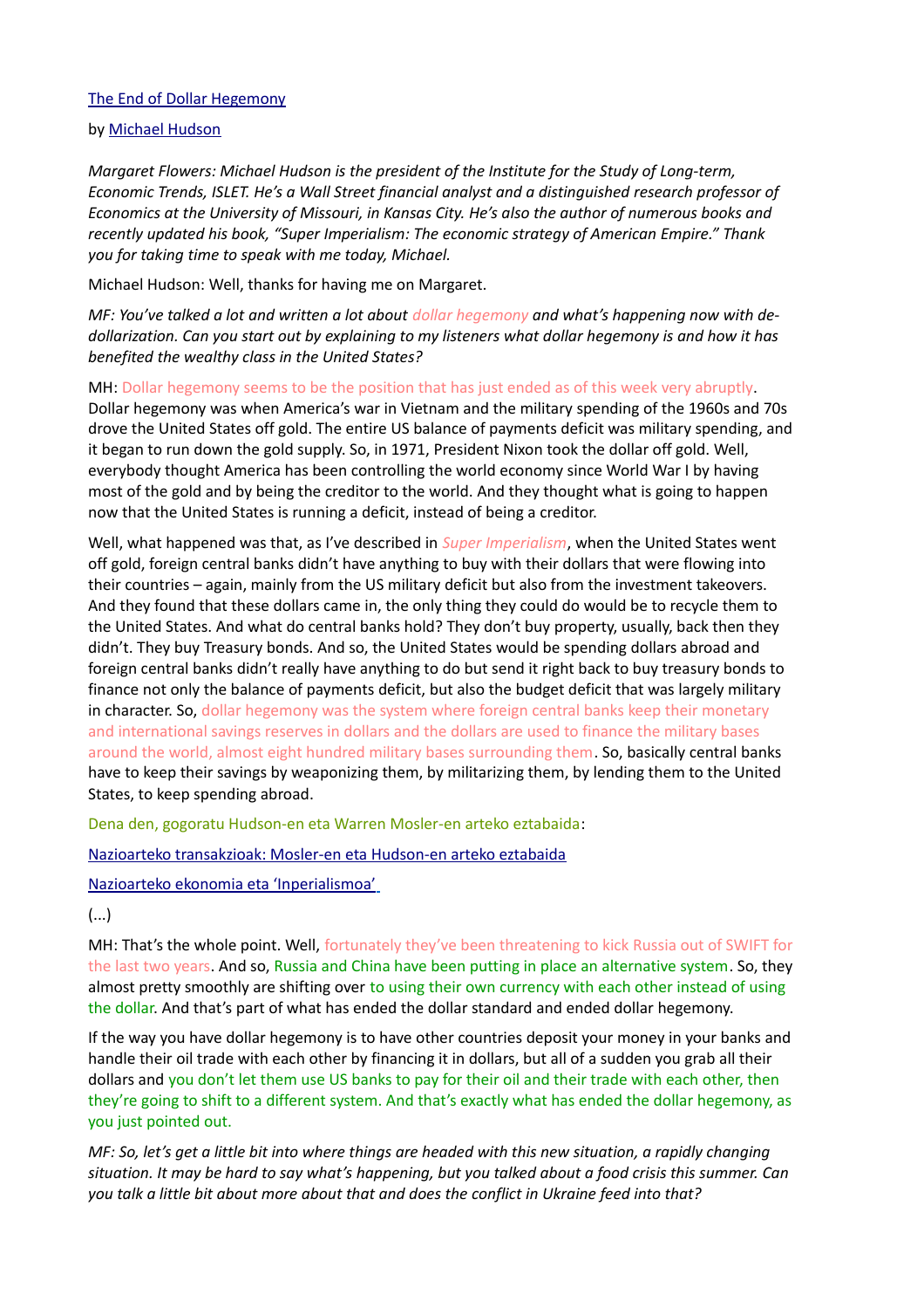[The End of Dollar Hegemony](#)

by [Michael Hudson](#)

*Margaret Flowers: Michael Hudson is the president of the Institute for the Study of Long-term, Economic Trends, ISLET. He's a Wall Street financial analyst and a distinguished research professor of Economics at the University of Missouri, in Kansas City. He's also the author of numerous books and recently updated his book, "Super Imperialism: The economic strategy of American Empire." Thank you for taking time to speak with me today, Michael.*

Michael Hudson: Well, thanks for having me on Margaret.

*MF: You've talked a lot and written a lot about dollar hegemony and what's happening now with de-dollarization. Can you start out by explaining to my listeners what dollar hegemony is and how it has benefited the wealthy class in the United States?*

MH: Dollar hegemony seems to be the position that has just ended as of this week very abruptly. Dollar hegemony was when America's war in Vietnam and the military spending of the 1960s and 70s drove the United States off gold. The entire US balance of payments deficit was military spending, and it began to run down the gold supply. So, in 1971, President Nixon took the dollar off gold. Well, everybody thought America has been controlling the world economy since World War I by having most of the gold and by being the creditor to the world. And they thought what is going to happen now that the United States is running a deficit, instead of being a creditor.

Well, what happened was that, as I've described in *Super Imperialism*, when the United States went off gold, foreign central banks didn't have anything to buy with their dollars that were flowing into their countries – again, mainly from the US military deficit but also from the investment takeovers. And they found that these dollars came in, the only thing they could do would be to recycle them to the United States. And what do central banks hold? They don't buy property, usually, back then they didn't. They buy Treasury bonds. And so, the United States would be spending dollars abroad and foreign central banks didn't really have anything to do but send it right back to buy treasury bonds to finance not only the balance of payments deficit, but also the budget deficit that was largely military in character. So, dollar hegemony was the system where foreign central banks keep their monetary and international savings reserves in dollars and the dollars are used to finance the military bases around the world, almost eight hundred military bases surrounding them. So, basically central banks have to keep their savings by weaponizing them, by militarizing them, by lending them to the United States, to keep spending abroad.

Dena den, gogoratu Hudson-en eta Warren Mosler-en arteko eztabaida:

[Nazioarteko transakzioak: Mosler-en eta Hudson-en arteko eztabaida](#)

[Nazioarteko ekonomia eta 'Inperialismoa'](#)

(...)

MH: That's the whole point. Well, fortunately they've been threatening to kick Russia out of SWIFT for the last two years. And so, Russia and China have been putting in place an alternative system. So, they almost pretty smoothly are shifting over to using their own currency with each other instead of using the dollar. And that's part of what has ended the dollar standard and ended dollar hegemony.

If the way you have dollar hegemony is to have other countries deposit your money in your banks and handle their oil trade with each other by financing it in dollars, but all of a sudden you grab all their dollars and you don't let them use US banks to pay for their oil and their trade with each other, then they're going to shift to a different system. And that's exactly what has ended the dollar hegemony, as you just pointed out.

*MF: So, let's get a little bit into where things are headed with this new situation, a rapidly changing situation. It may be hard to say what's happening, but you talked about a food crisis this summer. Can you talk a little bit about more about that and does the conflict in Ukraine feed into that?*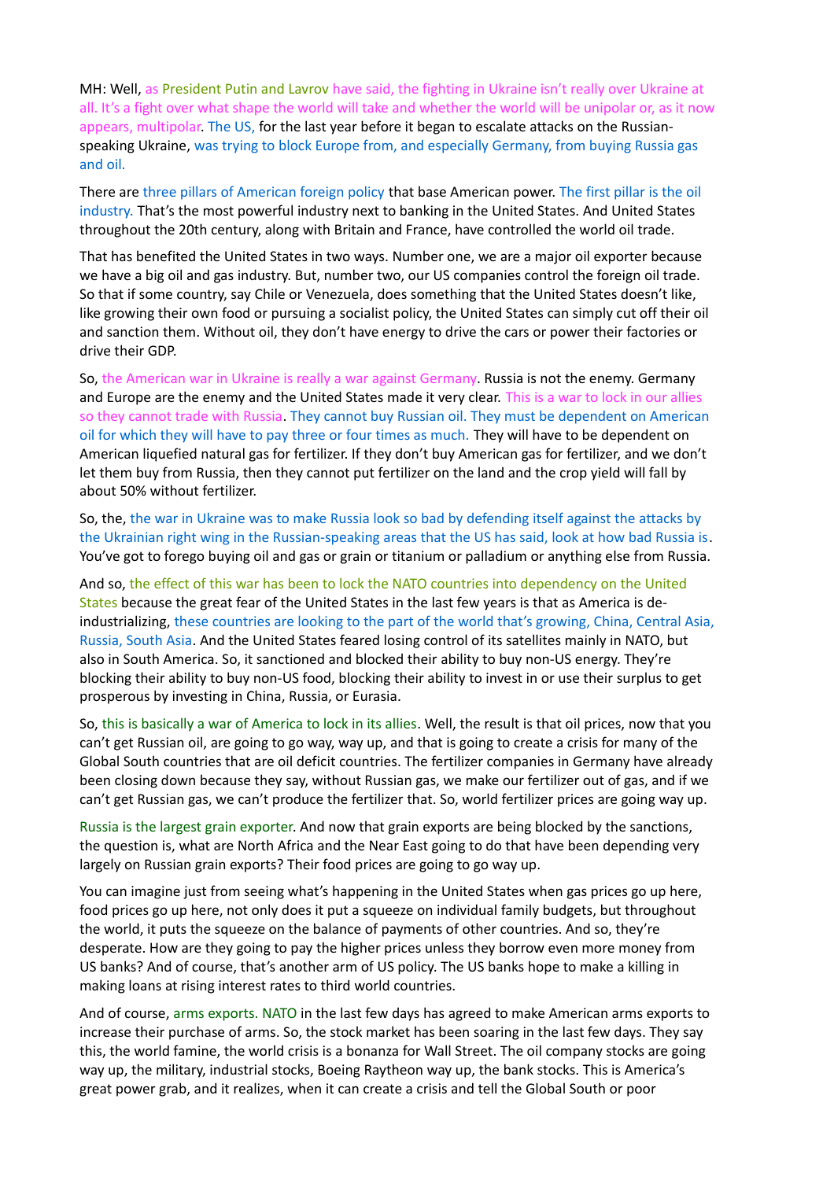MH: Well, as President Putin and Lavrov have said, the fighting in Ukraine isn't really over Ukraine at all. It's a fight over what shape the world will take and whether the world will be unipolar or, as it now appears, multipolar. The US, for the last year before it began to escalate attacks on the Russian-speaking Ukraine, was trying to block Europe from, and especially Germany, from buying Russia gas and oil.

There are three pillars of American foreign policy that base American power. The first pillar is the oil industry. That's the most powerful industry next to banking in the United States. And United States throughout the 20th century, along with Britain and France, have controlled the world oil trade.

That has benefited the United States in two ways. Number one, we are a major oil exporter because we have a big oil and gas industry. But, number two, our US companies control the foreign oil trade. So that if some country, say Chile or Venezuela, does something that the United States doesn't like, like growing their own food or pursuing a socialist policy, the United States can simply cut off their oil and sanction them. Without oil, they don't have energy to drive the cars or power their factories or drive their GDP.

So, the American war in Ukraine is really a war against Germany. Russia is not the enemy. Germany and Europe are the enemy and the United States made it very clear. This is a war to lock in our allies so they cannot trade with Russia. They cannot buy Russian oil. They must be dependent on American oil for which they will have to pay three or four times as much. They will have to be dependent on American liquefied natural gas for fertilizer. If they don't buy American gas for fertilizer, and we don't let them buy from Russia, then they cannot put fertilizer on the land and the crop yield will fall by about 50% without fertilizer.

So, the, the war in Ukraine was to make Russia look so bad by defending itself against the attacks by the Ukrainian right wing in the Russian-speaking areas that the US has said, look at how bad Russia is. You've got to forego buying oil and gas or grain or titanium or palladium or anything else from Russia.

And so, the effect of this war has been to lock the NATO countries into dependency on the United States because the great fear of the United States in the last few years is that as America is de-industrializing, these countries are looking to the part of the world that's growing, China, Central Asia, Russia, South Asia. And the United States feared losing control of its satellites mainly in NATO, but also in South America. So, it sanctioned and blocked their ability to buy non-US energy. They're blocking their ability to buy non-US food, blocking their ability to invest in or use their surplus to get prosperous by investing in China, Russia, or Eurasia.

So, this is basically a war of America to lock in its allies. Well, the result is that oil prices, now that you can't get Russian oil, are going to go way, way up, and that is going to create a crisis for many of the Global South countries that are oil deficit countries. The fertilizer companies in Germany have already been closing down because they say, without Russian gas, we make our fertilizer out of gas, and if we can't get Russian gas, we can't produce the fertilizer that. So, world fertilizer prices are going way up.

Russia is the largest grain exporter. And now that grain exports are being blocked by the sanctions, the question is, what are North Africa and the Near East going to do that have been depending very largely on Russian grain exports? Their food prices are going to go way up.

You can imagine just from seeing what's happening in the United States when gas prices go up here, food prices go up here, not only does it put a squeeze on individual family budgets, but throughout the world, it puts the squeeze on the balance of payments of other countries. And so, they're desperate. How are they going to pay the higher prices unless they borrow even more money from US banks? And of course, that's another arm of US policy. The US banks hope to make a killing in making loans at rising interest rates to third world countries.

And of course, arms exports. NATO in the last few days has agreed to make American arms exports to increase their purchase of arms. So, the stock market has been soaring in the last few days. They say this, the world famine, the world crisis is a bonanza for Wall Street. The oil company stocks are going way up, the military, industrial stocks, Boeing Raytheon way up, the bank stocks. This is America's great power grab, and it realizes, when it can create a crisis and tell the Global South or poor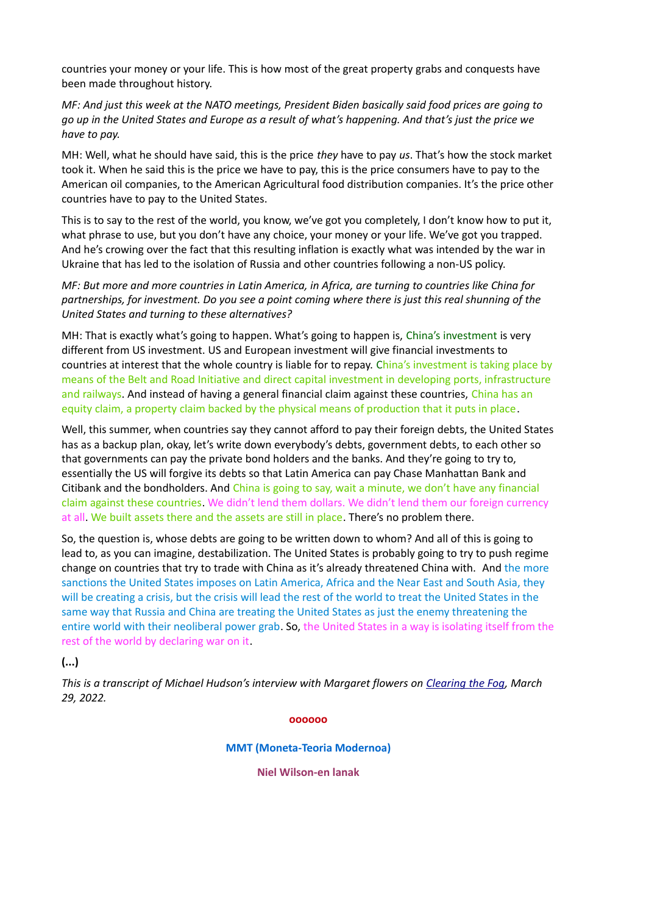countries your money or your life. This is how most of the great property grabs and conquests have been made throughout history.

*MF: And just this week at the NATO meetings, President Biden basically said food prices are going to go up in the United States and Europe as a result of what's happening. And that's just the price we have to pay.*

MH: Well, what he should have said, this is the price *they* have to pay *us*. That's how the stock market took it. When he said this is the price we have to pay, this is the price consumers have to pay to the American oil companies, to the American Agricultural food distribution companies. It's the price other countries have to pay to the United States.

This is to say to the rest of the world, you know, we've got you completely, I don't know how to put it, what phrase to use, but you don't have any choice, your money or your life. We've got you trapped. And he's crowing over the fact that this resulting inflation is exactly what was intended by the war in Ukraine that has led to the isolation of Russia and other countries following a non-US policy.

*MF: But more and more countries in Latin America, in Africa, are turning to countries like China for partnerships, for investment. Do you see a point coming where there is just this real shunning of the United States and turning to these alternatives?*

MH: That is exactly what's going to happen. What's going to happen is, China's investment is very different from US investment. US and European investment will give financial investments to countries at interest that the whole country is liable for to repay. China's investment is taking place by means of the Belt and Road Initiative and direct capital investment in developing ports, infrastructure and railways. And instead of having a general financial claim against these countries, China has an equity claim, a property claim backed by the physical means of production that it puts in place.

Well, this summer, when countries say they cannot afford to pay their foreign debts, the United States has as a backup plan, okay, let's write down everybody's debts, government debts, to each other so that governments can pay the private bond holders and the banks. And they're going to try to, essentially the US will forgive its debts so that Latin America can pay Chase Manhattan Bank and Citibank and the bondholders. And China is going to say, wait a minute, we don't have any financial claim against these countries. We didn't lend them dollars. We didn't lend them our foreign currency at all. We built assets there and the assets are still in place. There's no problem there.

So, the question is, whose debts are going to be written down to whom? And all of this is going to lead to, as you can imagine, destabilization. The United States is probably going to try to push regime change on countries that try to trade with China as it's already threatened China with. And the more sanctions the United States imposes on Latin America, Africa and the Near East and South Asia, they will be creating a crisis, but the crisis will lead the rest of the world to treat the United States in the same way that Russia and China are treating the United States as just the enemy threatening the entire world with their neoliberal power grab. So, the United States in a way is isolating itself from the rest of the world by declaring war on it.

**(…)**

*This is a transcript of Michael Hudson's interview with Margaret flowers on Clearing the Fog, March 29, 2022.*

**oooooo**

**MMT (Moneta-Teoria Modernoa)**

**Niel Wilson-en lanak**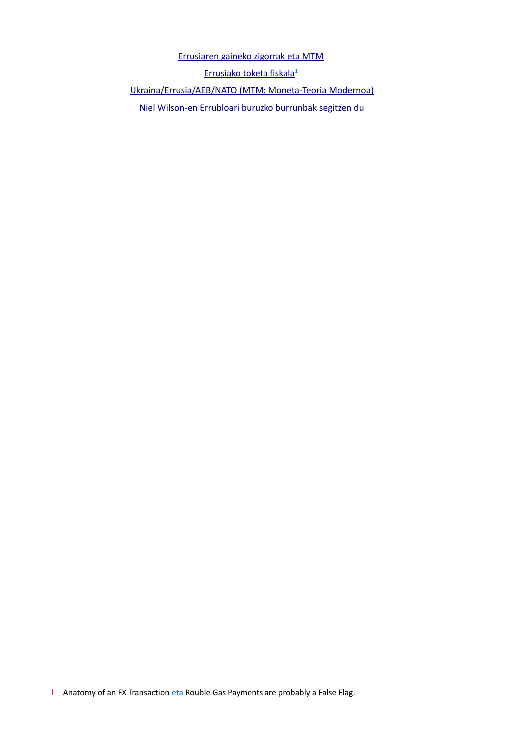[Errusiaren gaineko zigorrak eta MTM](#)

[Errusiako toketa fiskala](#)[1]

[Ukraina/Errusia/AEB/NATO (MTM: Moneta-Teoria Modernoa)](#)

[Niel Wilson-en Errubloari buruzko burrunbak segitzen du](#)

---

1 Anatomy of an FX Transaction eta Rouble Gas Payments are probably a False Flag.